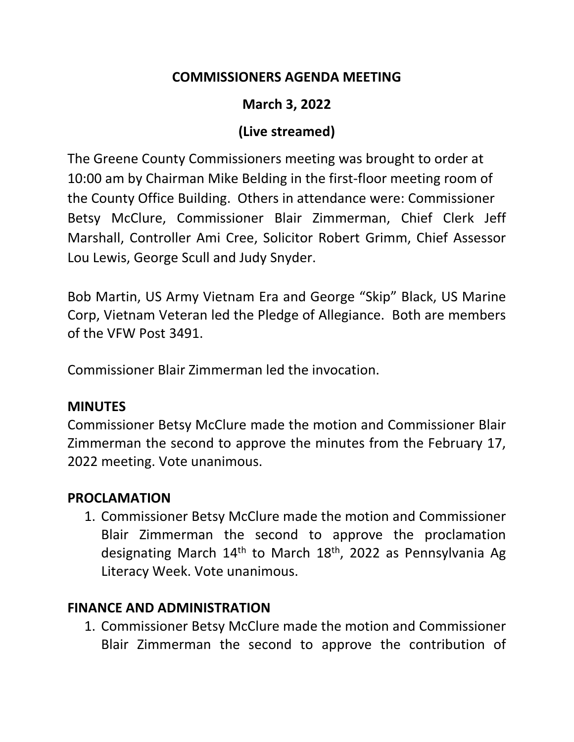# COMMISSIONERS AGENDA MEETING

## March 3, 2022

## (Live streamed)

The Greene County Commissioners meeting was brought to order at 10:00 am by Chairman Mike Belding in the first-floor meeting room of the County Office Building. Others in attendance were: Commissioner Betsy McClure, Commissioner Blair Zimmerman, Chief Clerk Jeff Marshall, Controller Ami Cree, Solicitor Robert Grimm, Chief Assessor Lou Lewis, George Scull and Judy Snyder.

Bob Martin, US Army Vietnam Era and George "Skip" Black, US Marine Corp, Vietnam Veteran led the Pledge of Allegiance. Both are members of the VFW Post 3491.

Commissioner Blair Zimmerman led the invocation.

### MINUTES

Commissioner Betsy McClure made the motion and Commissioner Blair Zimmerman the second to approve the minutes from the February 17, 2022 meeting. Vote unanimous.

### PROCLAMATION

1. Commissioner Betsy McClure made the motion and Commissioner Blair Zimmerman the second to approve the proclamation designating March 14th to March 18th, 2022 as Pennsylvania Ag Literacy Week. Vote unanimous.

### FINANCE AND ADMINISTRATION

1. Commissioner Betsy McClure made the motion and Commissioner Blair Zimmerman the second to approve the contribution of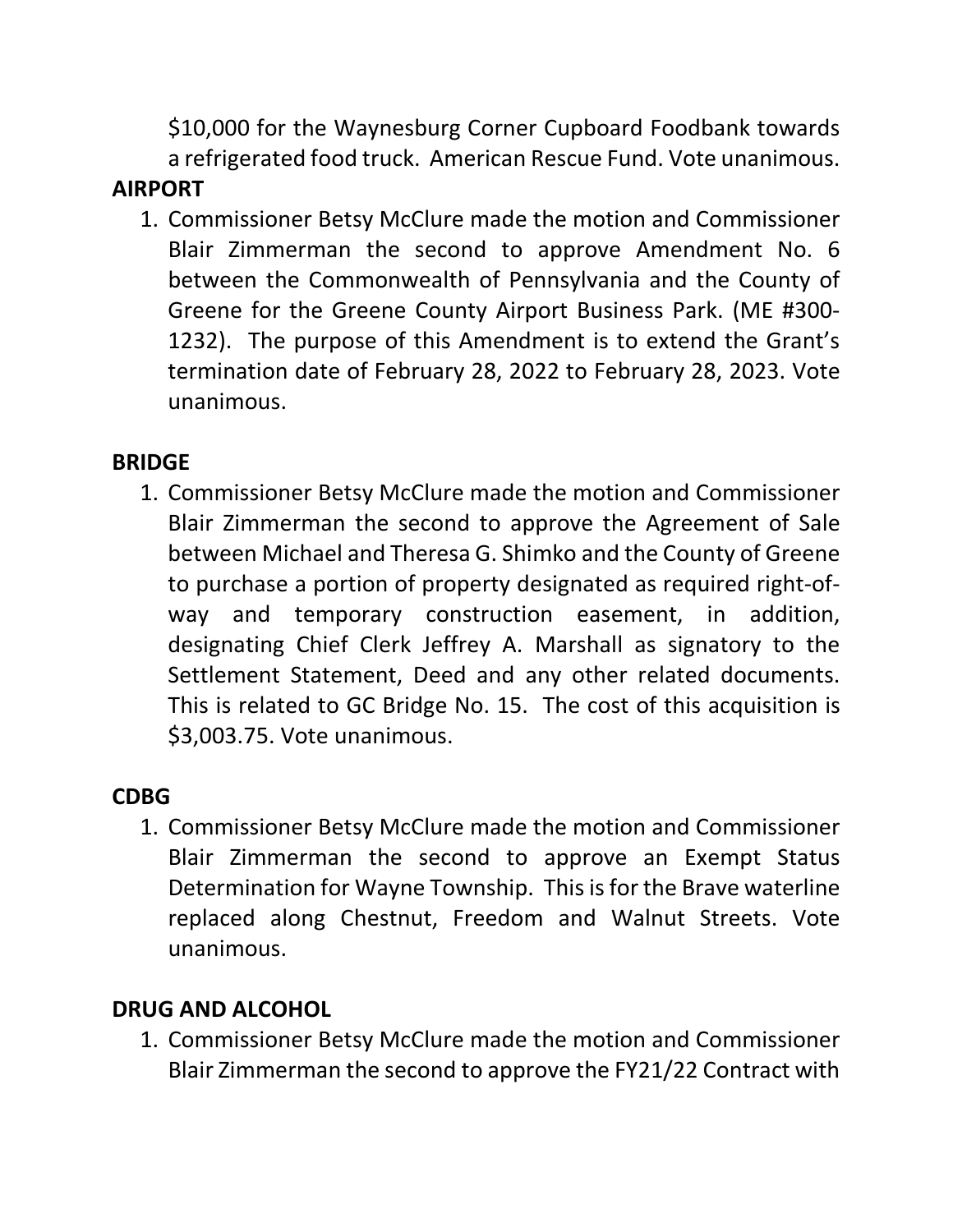$10,000 for the Waynesburg Corner Cupboard Foodbank towards a refrigerated food truck. American Rescue Fund. Vote unanimous.

**AIRPORT**

1. Commissioner Betsy McClure made the motion and Commissioner Blair Zimmerman the second to approve Amendment No. 6 between the Commonwealth of Pennsylvania and the County of Greene for the Greene County Airport Business Park. (ME #300-1232). The purpose of this Amendment is to extend the Grant's termination date of February 28, 2022 to February 28, 2023. Vote unanimous.

**BRIDGE**

1. Commissioner Betsy McClure made the motion and Commissioner Blair Zimmerman the second to approve the Agreement of Sale between Michael and Theresa G. Shimko and the County of Greene to purchase a portion of property designated as required right-of-way and temporary construction easement, in addition, designating Chief Clerk Jeffrey A. Marshall as signatory to the Settlement Statement, Deed and any other related documents. This is related to GC Bridge No. 15. The cost of this acquisition is $3,003.75. Vote unanimous.

**CDBG**

1. Commissioner Betsy McClure made the motion and Commissioner Blair Zimmerman the second to approve an Exempt Status Determination for Wayne Township. This is for the Brave waterline replaced along Chestnut, Freedom and Walnut Streets. Vote unanimous.

**DRUG AND ALCOHOL**

1. Commissioner Betsy McClure made the motion and Commissioner Blair Zimmerman the second to approve the FY21/22 Contract with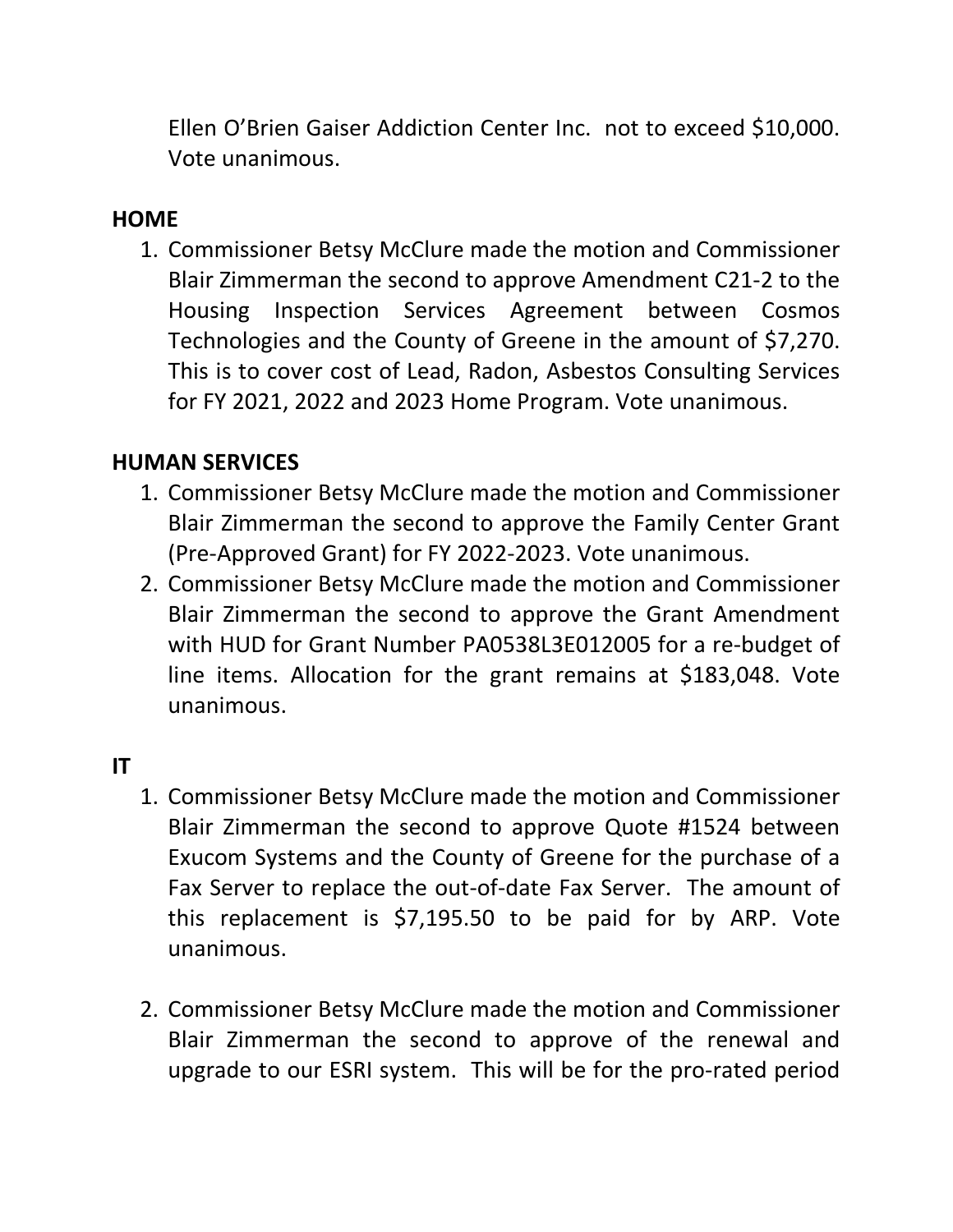Ellen O'Brien Gaiser Addiction Center Inc. not to exceed $10,000. Vote unanimous.

**HOME**

1. Commissioner Betsy McClure made the motion and Commissioner Blair Zimmerman the second to approve Amendment C21-2 to the Housing Inspection Services Agreement between Cosmos Technologies and the County of Greene in the amount of $7,270. This is to cover cost of Lead, Radon, Asbestos Consulting Services for FY 2021, 2022 and 2023 Home Program. Vote unanimous.

**HUMAN SERVICES**

1. Commissioner Betsy McClure made the motion and Commissioner Blair Zimmerman the second to approve the Family Center Grant (Pre-Approved Grant) for FY 2022-2023. Vote unanimous.
2. Commissioner Betsy McClure made the motion and Commissioner Blair Zimmerman the second to approve the Grant Amendment with HUD for Grant Number PA0538L3E012005 for a re-budget of line items. Allocation for the grant remains at $183,048. Vote unanimous.

**IT**

1. Commissioner Betsy McClure made the motion and Commissioner Blair Zimmerman the second to approve Quote #1524 between Exucom Systems and the County of Greene for the purchase of a Fax Server to replace the out-of-date Fax Server. The amount of this replacement is $7,195.50 to be paid for by ARP. Vote unanimous.

2. Commissioner Betsy McClure made the motion and Commissioner Blair Zimmerman the second to approve of the renewal and upgrade to our ESRI system. This will be for the pro-rated period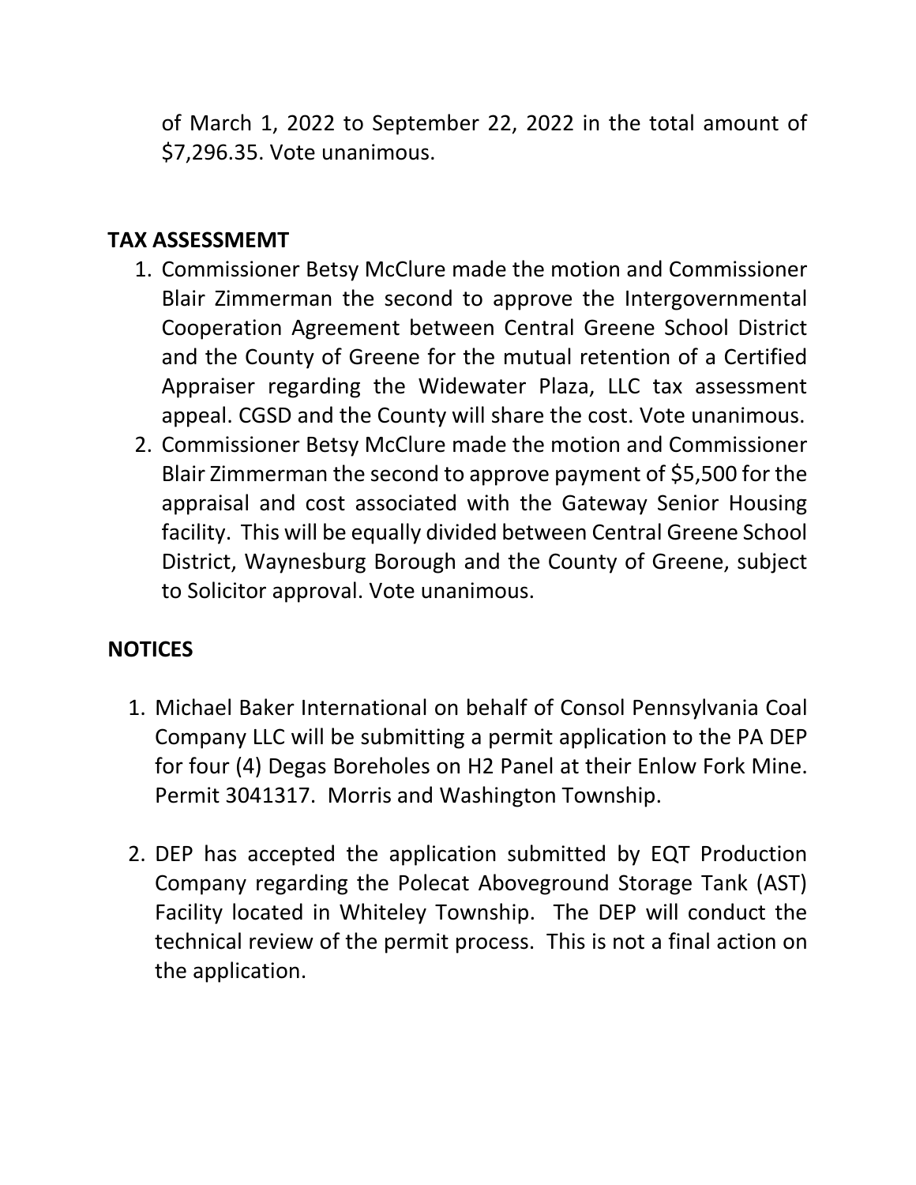of March 1, 2022 to September 22, 2022 in the total amount of $7,296.35. Vote unanimous.

**TAX ASSESSMEMT**

1. Commissioner Betsy McClure made the motion and Commissioner Blair Zimmerman the second to approve the Intergovernmental Cooperation Agreement between Central Greene School District and the County of Greene for the mutual retention of a Certified Appraiser regarding the Widewater Plaza, LLC tax assessment appeal. CGSD and the County will share the cost. Vote unanimous.
2. Commissioner Betsy McClure made the motion and Commissioner Blair Zimmerman the second to approve payment of $5,500 for the appraisal and cost associated with the Gateway Senior Housing facility. This will be equally divided between Central Greene School District, Waynesburg Borough and the County of Greene, subject to Solicitor approval. Vote unanimous.

**NOTICES**

1. Michael Baker International on behalf of Consol Pennsylvania Coal Company LLC will be submitting a permit application to the PA DEP for four (4) Degas Boreholes on H2 Panel at their Enlow Fork Mine. Permit 3041317. Morris and Washington Township.

2. DEP has accepted the application submitted by EQT Production Company regarding the Polecat Aboveground Storage Tank (AST) Facility located in Whiteley Township. The DEP will conduct the technical review of the permit process. This is not a final action on the application.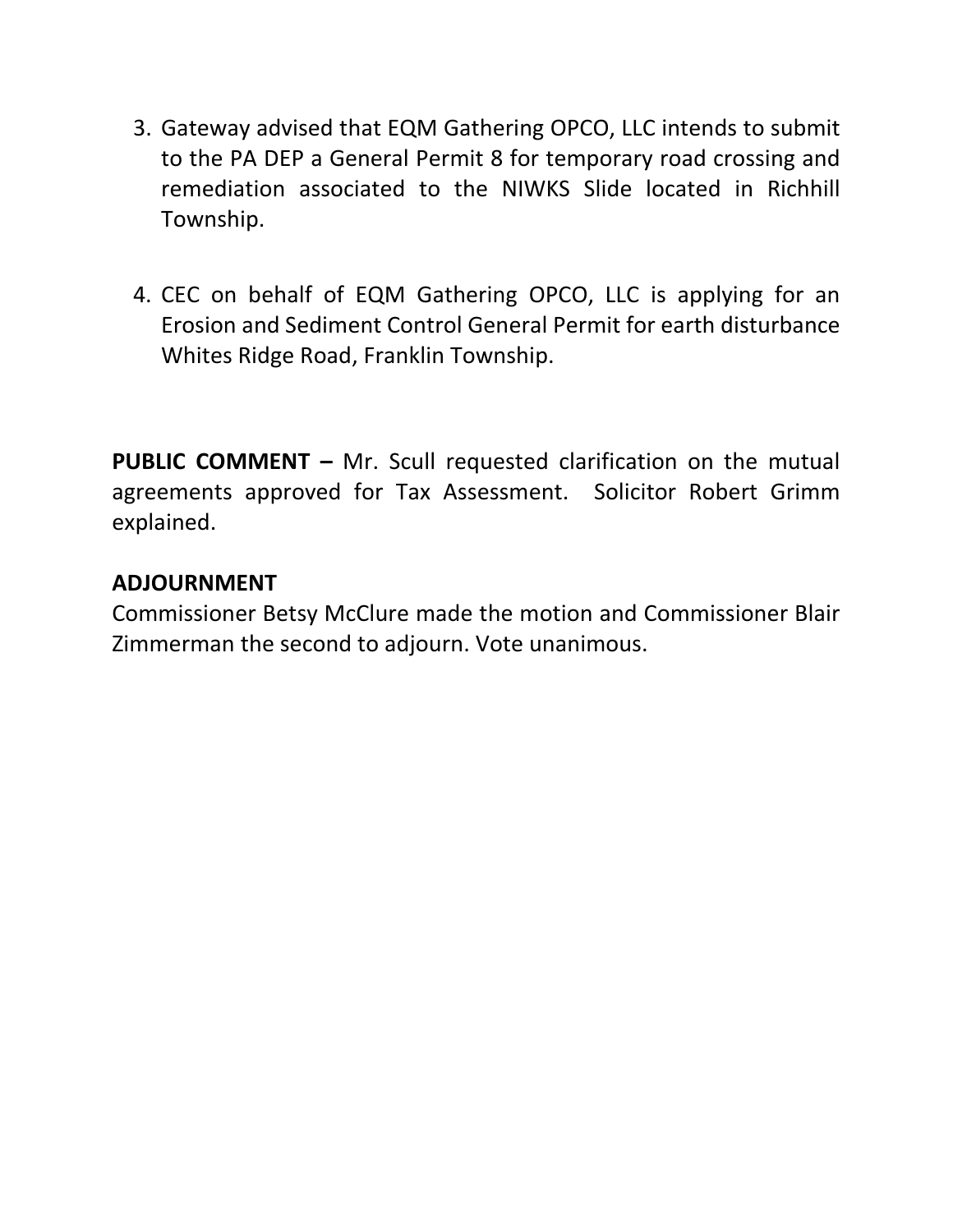3. Gateway advised that EQM Gathering OPCO, LLC intends to submit to the PA DEP a General Permit 8 for temporary road crossing and remediation associated to the NIWKS Slide located in Richhill Township.

4. CEC on behalf of EQM Gathering OPCO, LLC is applying for an Erosion and Sediment Control General Permit for earth disturbance Whites Ridge Road, Franklin Township.

**PUBLIC COMMENT –** Mr. Scull requested clarification on the mutual agreements approved for Tax Assessment. Solicitor Robert Grimm explained.

**ADJOURNMENT**

Commissioner Betsy McClure made the motion and Commissioner Blair Zimmerman the second to adjourn. Vote unanimous.